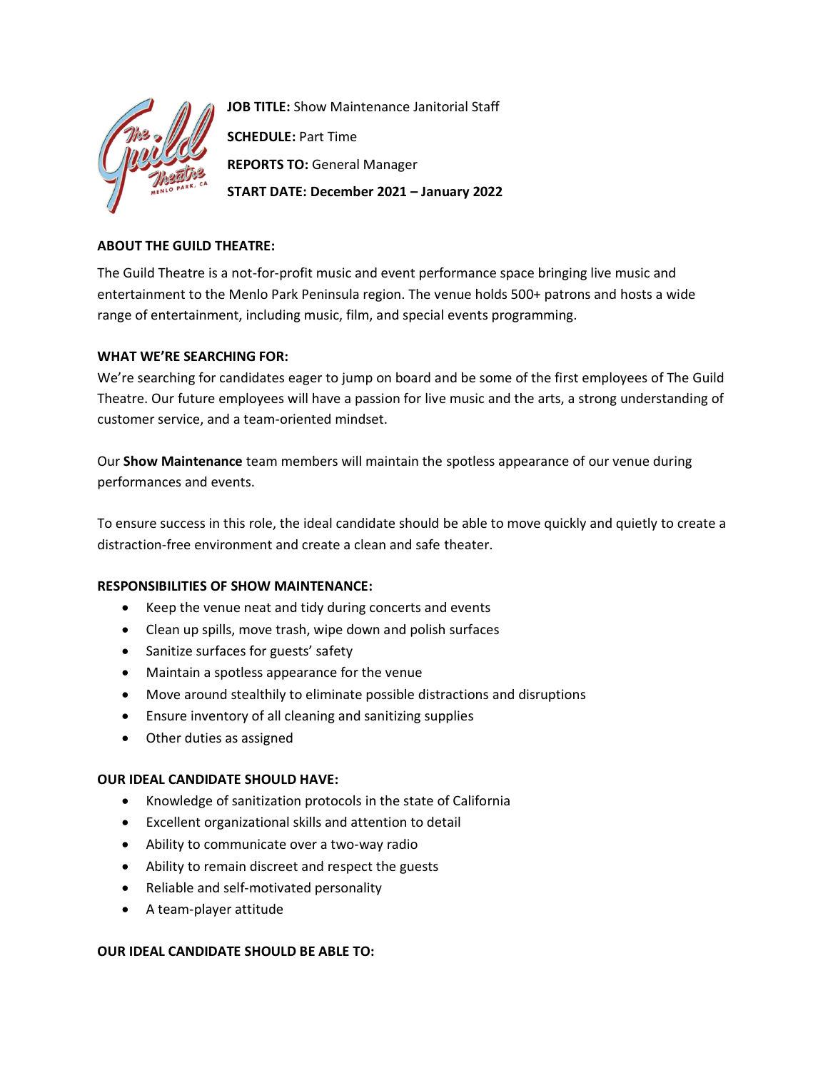**JOB TITLE:** Show Maintenance Janitorial Staff

**SCHEDULE:** Part Time

**REPORTS TO:** General Manager

**START DATE: December 2021 – January 2022**

**ABOUT THE GUILD THEATRE:**

The Guild Theatre is a not-for-profit music and event performance space bringing live music and entertainment to the Menlo Park Peninsula region. The venue holds 500+ patrons and hosts a wide range of entertainment, including music, film, and special events programming.

**WHAT WE'RE SEARCHING FOR:**

We're searching for candidates eager to jump on board and be some of the first employees of The Guild Theatre. Our future employees will have a passion for live music and the arts, a strong understanding of customer service, and a team-oriented mindset.

Our **Show Maintenance** team members will maintain the spotless appearance of our venue during performances and events.

To ensure success in this role, the ideal candidate should be able to move quickly and quietly to create a distraction-free environment and create a clean and safe theater.

**RESPONSIBILITIES OF SHOW MAINTENANCE:**

- Keep the venue neat and tidy during concerts and events
- Clean up spills, move trash, wipe down and polish surfaces
- Sanitize surfaces for guests' safety
- Maintain a spotless appearance for the venue
- Move around stealthily to eliminate possible distractions and disruptions
- Ensure inventory of all cleaning and sanitizing supplies
- Other duties as assigned

**OUR IDEAL CANDIDATE SHOULD HAVE:**

- Knowledge of sanitization protocols in the state of California
- Excellent organizational skills and attention to detail
- Ability to communicate over a two-way radio
- Ability to remain discreet and respect the guests
- Reliable and self-motivated personality
- A team-player attitude

**OUR IDEAL CANDIDATE SHOULD BE ABLE TO:**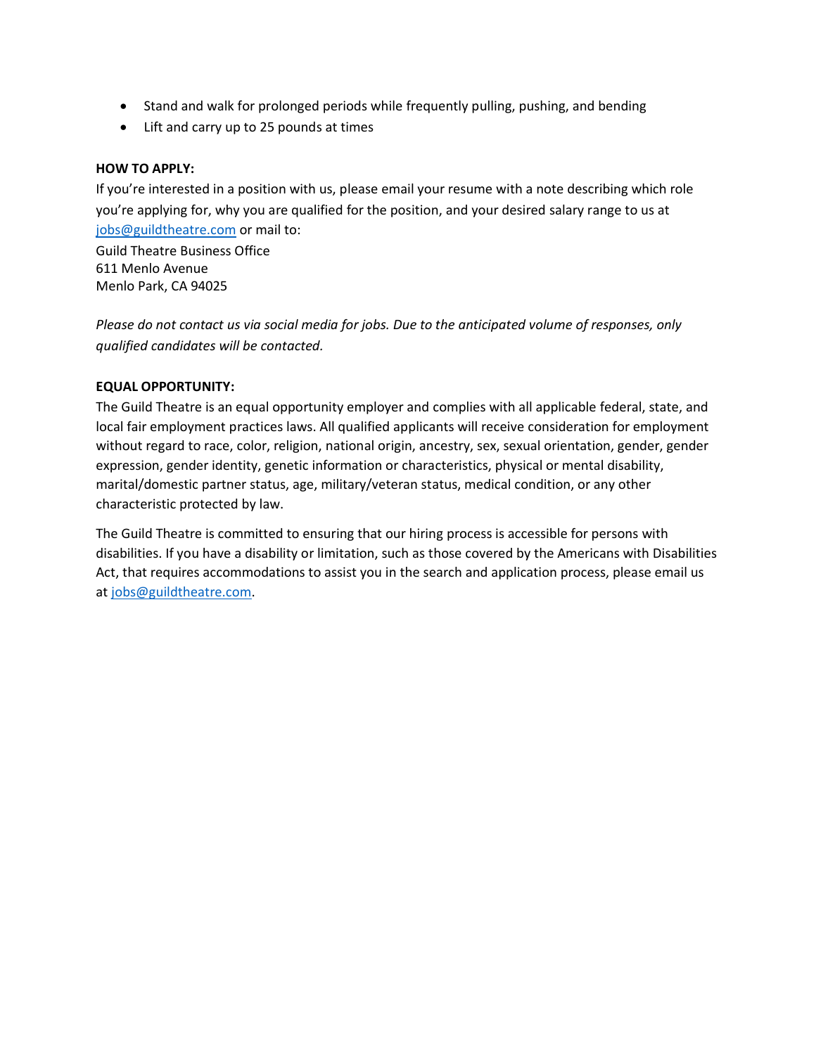- Stand and walk for prolonged periods while frequently pulling, pushing, and bending
- Lift and carry up to 25 pounds at times

**HOW TO APPLY:**

If you're interested in a position with us, please email your resume with a note describing which role you're applying for, why you are qualified for the position, and your desired salary range to us at jobs@guildtheatre.com or mail to:

Guild Theatre Business Office
611 Menlo Avenue
Menlo Park, CA 94025

*Please do not contact us via social media for jobs. Due to the anticipated volume of responses, only qualified candidates will be contacted.*

**EQUAL OPPORTUNITY:**

The Guild Theatre is an equal opportunity employer and complies with all applicable federal, state, and local fair employment practices laws. All qualified applicants will receive consideration for employment without regard to race, color, religion, national origin, ancestry, sex, sexual orientation, gender, gender expression, gender identity, genetic information or characteristics, physical or mental disability, marital/domestic partner status, age, military/veteran status, medical condition, or any other characteristic protected by law.

The Guild Theatre is committed to ensuring that our hiring process is accessible for persons with disabilities. If you have a disability or limitation, such as those covered by the Americans with Disabilities Act, that requires accommodations to assist you in the search and application process, please email us at jobs@guildtheatre.com.